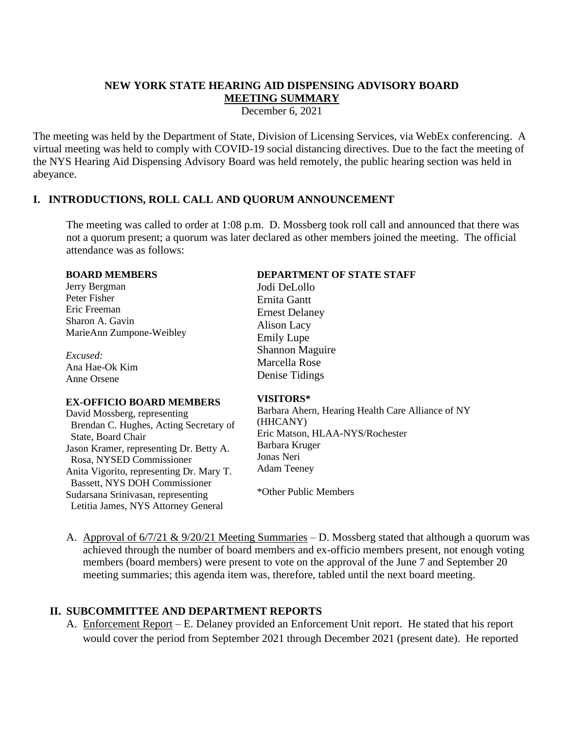# NEW YORK STATE HEARING AID DISPENSING ADVISORY BOARD
## MEETING SUMMARY

December 6, 2021

The meeting was held by the Department of State, Division of Licensing Services, via WebEx conferencing. A virtual meeting was held to comply with COVID-19 social distancing directives. Due to the fact the meeting of the NYS Hearing Aid Dispensing Advisory Board was held remotely, the public hearing section was held in abeyance.

## I. INTRODUCTIONS, ROLL CALL AND QUORUM ANNOUNCEMENT

The meeting was called to order at 1:08 p.m. D. Mossberg took roll call and announced that there was not a quorum present; a quorum was later declared as other members joined the meeting. The official attendance was as follows:

**BOARD MEMBERS**
Jerry Bergman
Peter Fisher
Eric Freeman
Sharon A. Gavin
MarieAnn Zumpone-Weibley

*Excused:*
Ana Hae-Ok Kim
Anne Orsene

**EX-OFFICIO BOARD MEMBERS**
David Mossberg, representing Brendan C. Hughes, Acting Secretary of State, Board Chair
Jason Kramer, representing Dr. Betty A. Rosa, NYSED Commissioner
Anita Vigorito, representing Dr. Mary T. Bassett, NYS DOH Commissioner
Sudarsana Srinivasan, representing Letitia James, NYS Attorney General

**DEPARTMENT OF STATE STAFF**
Jodi DeLollo
Ernita Gantt
Ernest Delaney
Alison Lacy
Emily Lupe
Shannon Maguire
Marcella Rose
Denise Tidings

**VISITORS***
Barbara Ahern, Hearing Health Care Alliance of NY (HHCANY)
Eric Matson, HLAA-NYS/Rochester
Barbara Kruger
Jonas Neri
Adam Teeney

*Other Public Members

A. Approval of 6/7/21 & 9/20/21 Meeting Summaries – D. Mossberg stated that although a quorum was achieved through the number of board members and ex-officio members present, not enough voting members (board members) were present to vote on the approval of the June 7 and September 20 meeting summaries; this agenda item was, therefore, tabled until the next board meeting.

## II. SUBCOMMITTEE AND DEPARTMENT REPORTS

A. Enforcement Report – E. Delaney provided an Enforcement Unit report. He stated that his report would cover the period from September 2021 through December 2021 (present date). He reported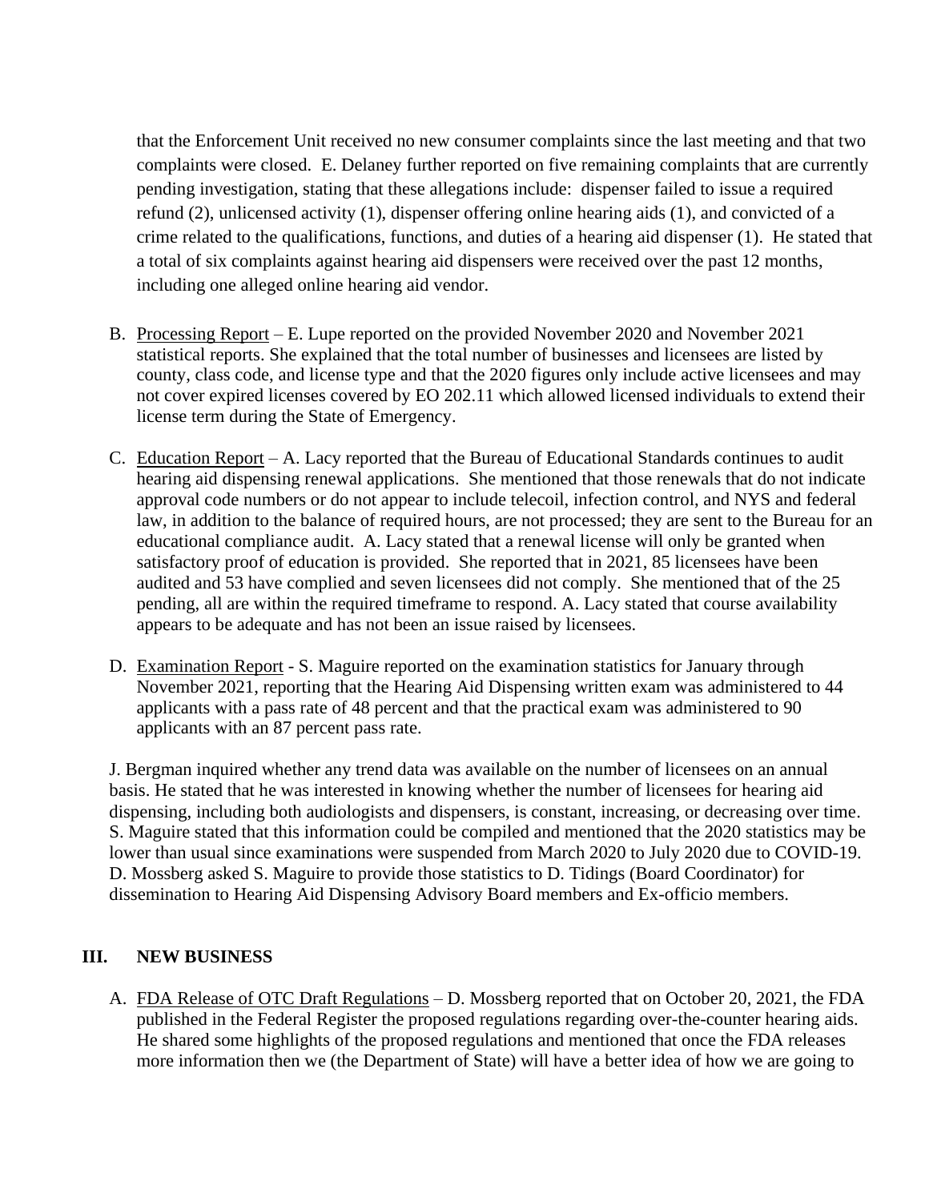that the Enforcement Unit received no new consumer complaints since the last meeting and that two complaints were closed. E. Delaney further reported on five remaining complaints that are currently pending investigation, stating that these allegations include: dispenser failed to issue a required refund (2), unlicensed activity (1), dispenser offering online hearing aids (1), and convicted of a crime related to the qualifications, functions, and duties of a hearing aid dispenser (1). He stated that a total of six complaints against hearing aid dispensers were received over the past 12 months, including one alleged online hearing aid vendor.

B. Processing Report – E. Lupe reported on the provided November 2020 and November 2021 statistical reports. She explained that the total number of businesses and licensees are listed by county, class code, and license type and that the 2020 figures only include active licensees and may not cover expired licenses covered by EO 202.11 which allowed licensed individuals to extend their license term during the State of Emergency.

C. Education Report – A. Lacy reported that the Bureau of Educational Standards continues to audit hearing aid dispensing renewal applications. She mentioned that those renewals that do not indicate approval code numbers or do not appear to include telecoil, infection control, and NYS and federal law, in addition to the balance of required hours, are not processed; they are sent to the Bureau for an educational compliance audit. A. Lacy stated that a renewal license will only be granted when satisfactory proof of education is provided. She reported that in 2021, 85 licensees have been audited and 53 have complied and seven licensees did not comply. She mentioned that of the 25 pending, all are within the required timeframe to respond. A. Lacy stated that course availability appears to be adequate and has not been an issue raised by licensees.

D. Examination Report - S. Maguire reported on the examination statistics for January through November 2021, reporting that the Hearing Aid Dispensing written exam was administered to 44 applicants with a pass rate of 48 percent and that the practical exam was administered to 90 applicants with an 87 percent pass rate.

J. Bergman inquired whether any trend data was available on the number of licensees on an annual basis. He stated that he was interested in knowing whether the number of licensees for hearing aid dispensing, including both audiologists and dispensers, is constant, increasing, or decreasing over time. S. Maguire stated that this information could be compiled and mentioned that the 2020 statistics may be lower than usual since examinations were suspended from March 2020 to July 2020 due to COVID-19. D. Mossberg asked S. Maguire to provide those statistics to D. Tidings (Board Coordinator) for dissemination to Hearing Aid Dispensing Advisory Board members and Ex-officio members.

## III. NEW BUSINESS

A. FDA Release of OTC Draft Regulations – D. Mossberg reported that on October 20, 2021, the FDA published in the Federal Register the proposed regulations regarding over-the-counter hearing aids. He shared some highlights of the proposed regulations and mentioned that once the FDA releases more information then we (the Department of State) will have a better idea of how we are going to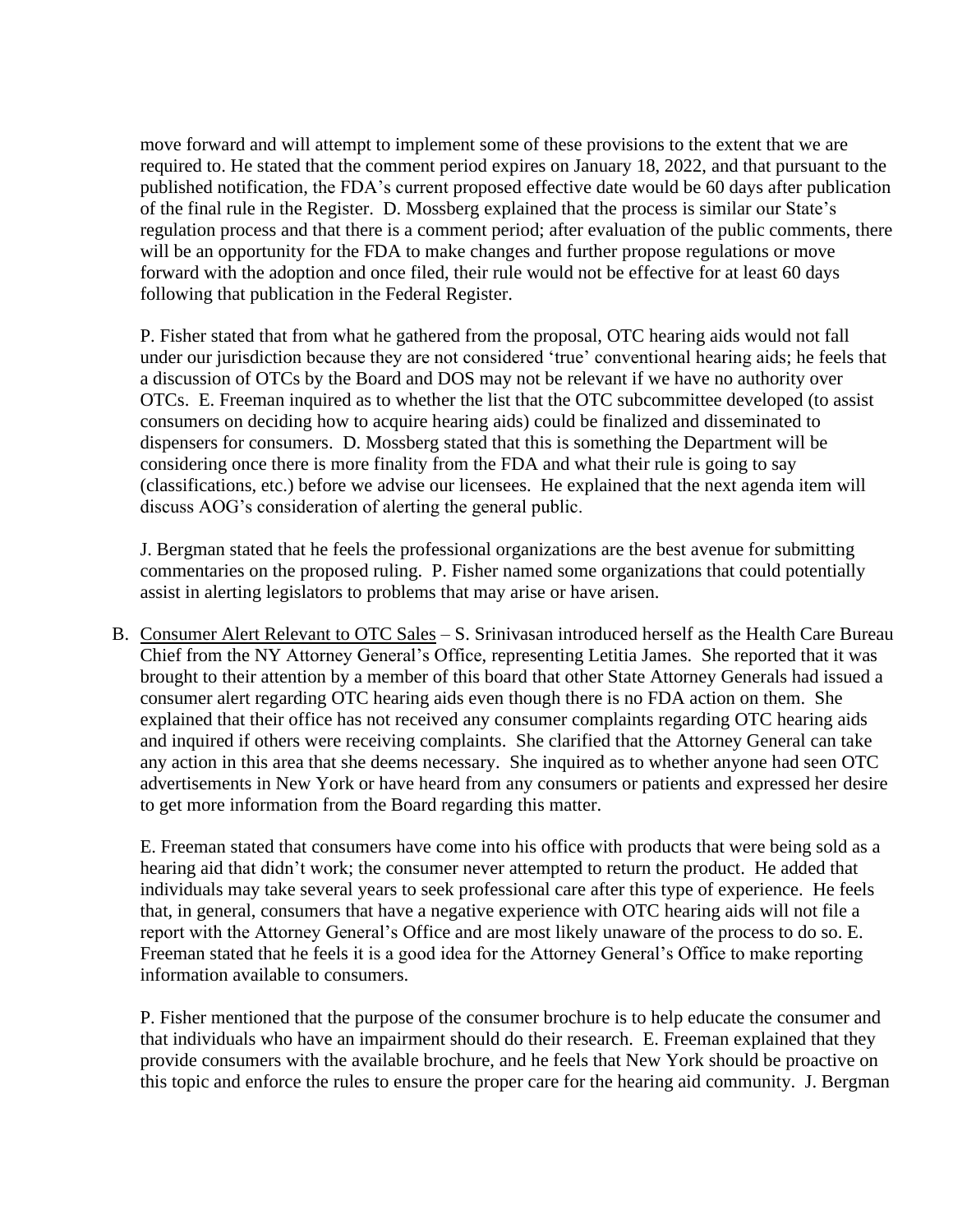move forward and will attempt to implement some of these provisions to the extent that we are required to. He stated that the comment period expires on January 18, 2022, and that pursuant to the published notification, the FDA's current proposed effective date would be 60 days after publication of the final rule in the Register. D. Mossberg explained that the process is similar our State's regulation process and that there is a comment period; after evaluation of the public comments, there will be an opportunity for the FDA to make changes and further propose regulations or move forward with the adoption and once filed, their rule would not be effective for at least 60 days following that publication in the Federal Register.

P. Fisher stated that from what he gathered from the proposal, OTC hearing aids would not fall under our jurisdiction because they are not considered 'true' conventional hearing aids; he feels that a discussion of OTCs by the Board and DOS may not be relevant if we have no authority over OTCs. E. Freeman inquired as to whether the list that the OTC subcommittee developed (to assist consumers on deciding how to acquire hearing aids) could be finalized and disseminated to dispensers for consumers. D. Mossberg stated that this is something the Department will be considering once there is more finality from the FDA and what their rule is going to say (classifications, etc.) before we advise our licensees. He explained that the next agenda item will discuss AOG's consideration of alerting the general public.

J. Bergman stated that he feels the professional organizations are the best avenue for submitting commentaries on the proposed ruling. P. Fisher named some organizations that could potentially assist in alerting legislators to problems that may arise or have arisen.

B. <u>Consumer Alert Relevant to OTC Sales</u> – S. Srinivasan introduced herself as the Health Care Bureau Chief from the NY Attorney General's Office, representing Letitia James. She reported that it was brought to their attention by a member of this board that other State Attorney Generals had issued a consumer alert regarding OTC hearing aids even though there is no FDA action on them. She explained that their office has not received any consumer complaints regarding OTC hearing aids and inquired if others were receiving complaints. She clarified that the Attorney General can take any action in this area that she deems necessary. She inquired as to whether anyone had seen OTC advertisements in New York or have heard from any consumers or patients and expressed her desire to get more information from the Board regarding this matter.

E. Freeman stated that consumers have come into his office with products that were being sold as a hearing aid that didn't work; the consumer never attempted to return the product. He added that individuals may take several years to seek professional care after this type of experience. He feels that, in general, consumers that have a negative experience with OTC hearing aids will not file a report with the Attorney General's Office and are most likely unaware of the process to do so. E. Freeman stated that he feels it is a good idea for the Attorney General's Office to make reporting information available to consumers.

P. Fisher mentioned that the purpose of the consumer brochure is to help educate the consumer and that individuals who have an impairment should do their research. E. Freeman explained that they provide consumers with the available brochure, and he feels that New York should be proactive on this topic and enforce the rules to ensure the proper care for the hearing aid community. J. Bergman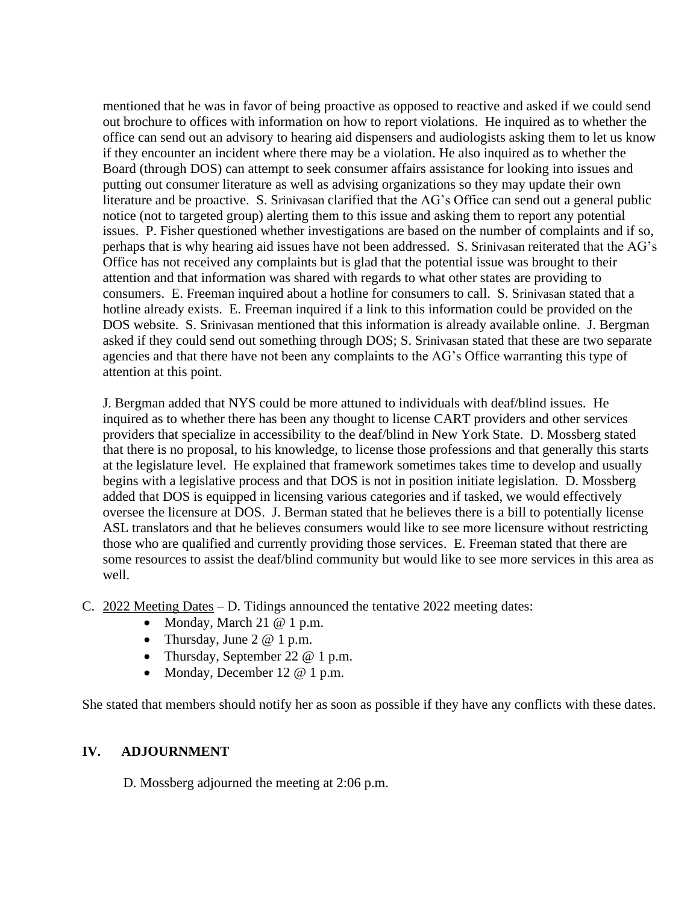mentioned that he was in favor of being proactive as opposed to reactive and asked if we could send out brochure to offices with information on how to report violations. He inquired as to whether the office can send out an advisory to hearing aid dispensers and audiologists asking them to let us know if they encounter an incident where there may be a violation. He also inquired as to whether the Board (through DOS) can attempt to seek consumer affairs assistance for looking into issues and putting out consumer literature as well as advising organizations so they may update their own literature and be proactive. S. Srinivasan clarified that the AG's Office can send out a general public notice (not to targeted group) alerting them to this issue and asking them to report any potential issues. P. Fisher questioned whether investigations are based on the number of complaints and if so, perhaps that is why hearing aid issues have not been addressed. S. Srinivasan reiterated that the AG's Office has not received any complaints but is glad that the potential issue was brought to their attention and that information was shared with regards to what other states are providing to consumers. E. Freeman inquired about a hotline for consumers to call. S. Srinivasan stated that a hotline already exists. E. Freeman inquired if a link to this information could be provided on the DOS website. S. Srinivasan mentioned that this information is already available online. J. Bergman asked if they could send out something through DOS; S. Srinivasan stated that these are two separate agencies and that there have not been any complaints to the AG's Office warranting this type of attention at this point.

J. Bergman added that NYS could be more attuned to individuals with deaf/blind issues. He inquired as to whether there has been any thought to license CART providers and other services providers that specialize in accessibility to the deaf/blind in New York State. D. Mossberg stated that there is no proposal, to his knowledge, to license those professions and that generally this starts at the legislature level. He explained that framework sometimes takes time to develop and usually begins with a legislative process and that DOS is not in position initiate legislation. D. Mossberg added that DOS is equipped in licensing various categories and if tasked, we would effectively oversee the licensure at DOS. J. Berman stated that he believes there is a bill to potentially license ASL translators and that he believes consumers would like to see more licensure without restricting those who are qualified and currently providing those services. E. Freeman stated that there are some resources to assist the deaf/blind community but would like to see more services in this area as well.

C. 2022 Meeting Dates – D. Tidings announced the tentative 2022 meeting dates:
   - Monday, March 21 @ 1 p.m.
   - Thursday, June 2 @ 1 p.m.
   - Thursday, September 22 @ 1 p.m.
   - Monday, December 12 @ 1 p.m.

She stated that members should notify her as soon as possible if they have any conflicts with these dates.

## IV. ADJOURNMENT

D. Mossberg adjourned the meeting at 2:06 p.m.